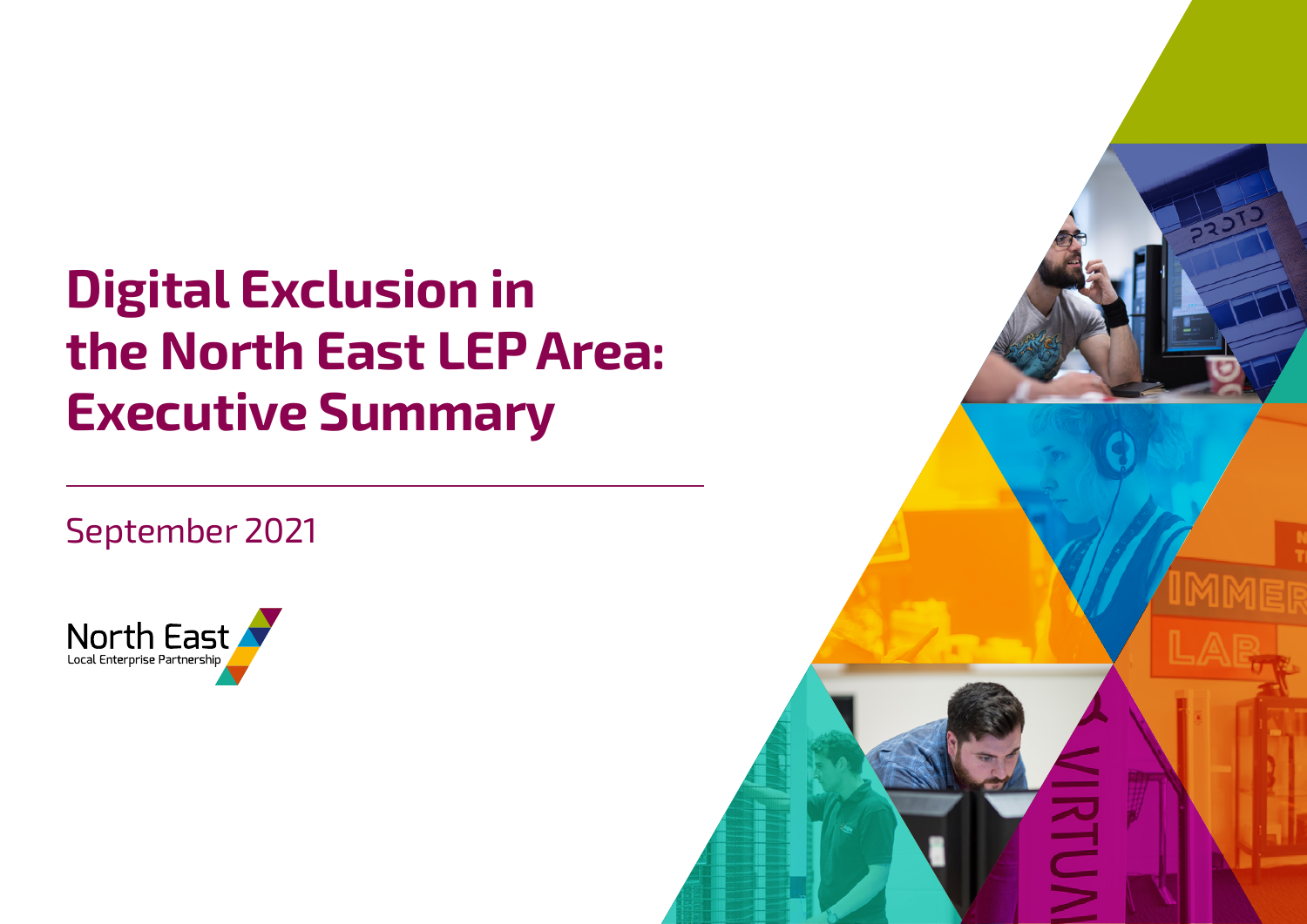# Digital Exclusion in the North East LEP Area: Executive Summary

September 2021

North East
Local Enterprise Partnership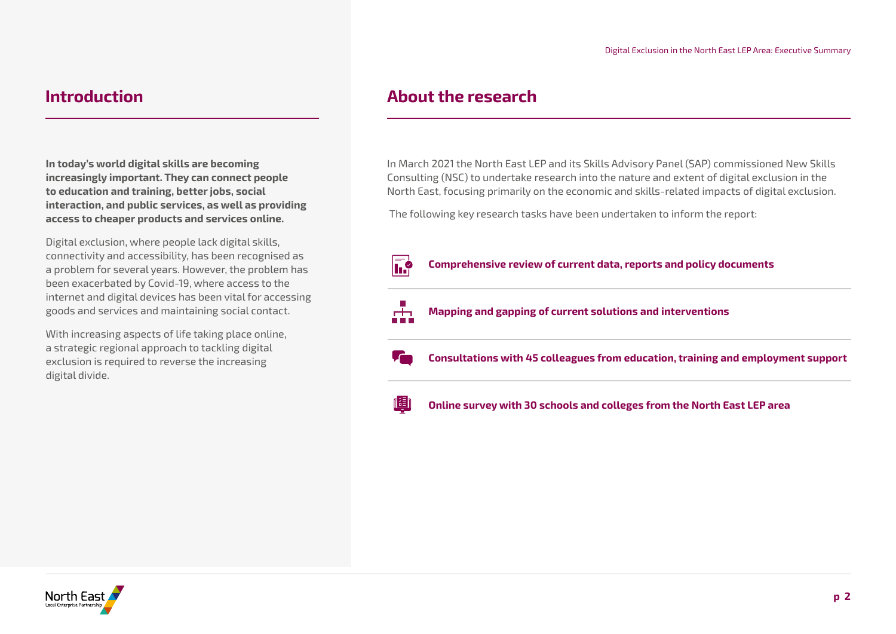## Introduction

**In today's world digital skills are becoming increasingly important. They can connect people to education and training, better jobs, social interaction, and public services, as well as providing access to cheaper products and services online.**

Digital exclusion, where people lack digital skills, connectivity and accessibility, has been recognised as a problem for several years. However, the problem has been exacerbated by Covid-19, where access to the internet and digital devices has been vital for accessing goods and services and maintaining social contact.

With increasing aspects of life taking place online, a strategic regional approach to tackling digital exclusion is required to reverse the increasing digital divide.

## About the research

In March 2021 the North East LEP and its Skills Advisory Panel (SAP) commissioned New Skills Consulting (NSC) to undertake research into the nature and extent of digital exclusion in the North East, focusing primarily on the economic and skills-related impacts of digital exclusion.

The following key research tasks have been undertaken to inform the report:

- **Comprehensive review of current data, reports and policy documents**
- **Mapping and gapping of current solutions and interventions**
- **Consultations with 45 colleagues from education, training and employment support**
- **Online survey with 30 schools and colleges from the North East LEP area**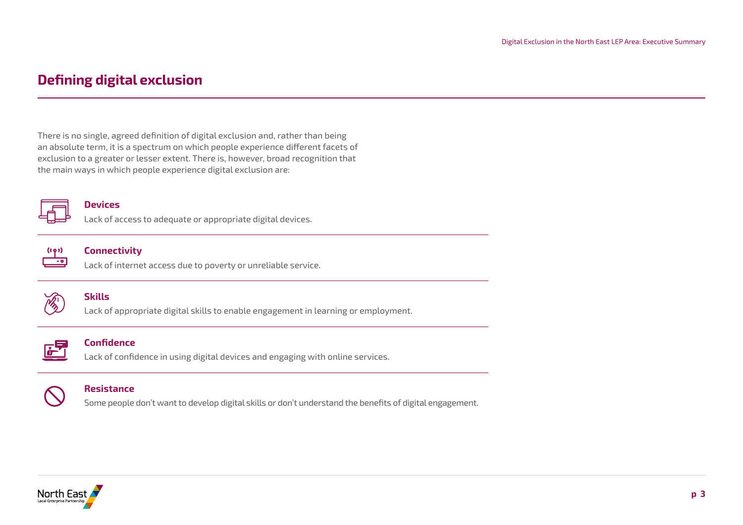# Defining digital exclusion

There is no single, agreed definition of digital exclusion and, rather than being an absolute term, it is a spectrum on which people experience different facets of exclusion to a greater or lesser extent. There is, however, broad recognition that the main ways in which people experience digital exclusion are:

**Devices**

Lack of access to adequate or appropriate digital devices.

**Connectivity**

Lack of internet access due to poverty or unreliable service.

**Skills**

Lack of appropriate digital skills to enable engagement in learning or employment.

**Confidence**

Lack of confidence in using digital devices and engaging with online services.

**Resistance**

Some people don't want to develop digital skills or don't understand the benefits of digital engagement.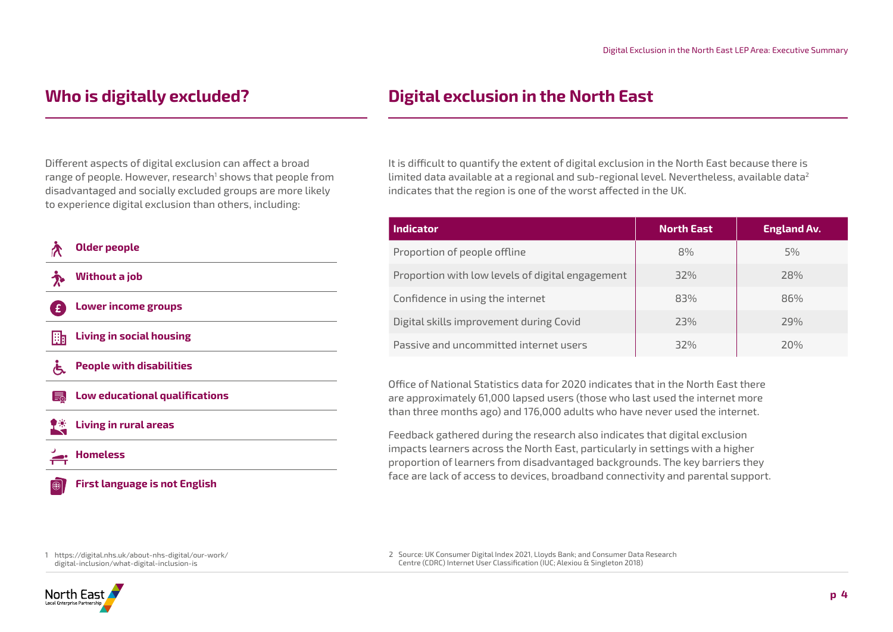## Who is digitally excluded?

Different aspects of digital exclusion can affect a broad range of people. However, research[1] shows that people from disadvantaged and socially excluded groups are more likely to experience digital exclusion than others, including:

- **Older people**
- **Without a job**
- **Lower income groups**
- **Living in social housing**
- **People with disabilities**
- **Low educational qualifications**
- **Living in rural areas**
- **Homeless**
- **First language is not English**

## Digital exclusion in the North East

It is difficult to quantify the extent of digital exclusion in the North East because there is limited data available at a regional and sub-regional level. Nevertheless, available data[2] indicates that the region is one of the worst affected in the UK.

| Indicator | North East | England Av. |
| --- | --- | --- |
| Proportion of people offline | 8% | 5% |
| Proportion with low levels of digital engagement | 32% | 28% |
| Confidence in using the internet | 83% | 86% |
| Digital skills improvement during Covid | 23% | 29% |
| Passive and uncommitted internet users | 32% | 20% |

Office of National Statistics data for 2020 indicates that in the North East there are approximately 61,000 lapsed users (those who last used the internet more than three months ago) and 176,000 adults who have never used the internet.

Feedback gathered during the research also indicates that digital exclusion impacts learners across the North East, particularly in settings with a higher proportion of learners from disadvantaged backgrounds. The key barriers they face are lack of access to devices, broadband connectivity and parental support.

1 https://digital.nhs.uk/about-nhs-digital/our-work/digital-inclusion/what-digital-inclusion-is

2 Source: UK Consumer Digital Index 2021, Lloyds Bank; and Consumer Data Research Centre (CDRC) Internet User Classification (IUC; Alexiou & Singleton 2018)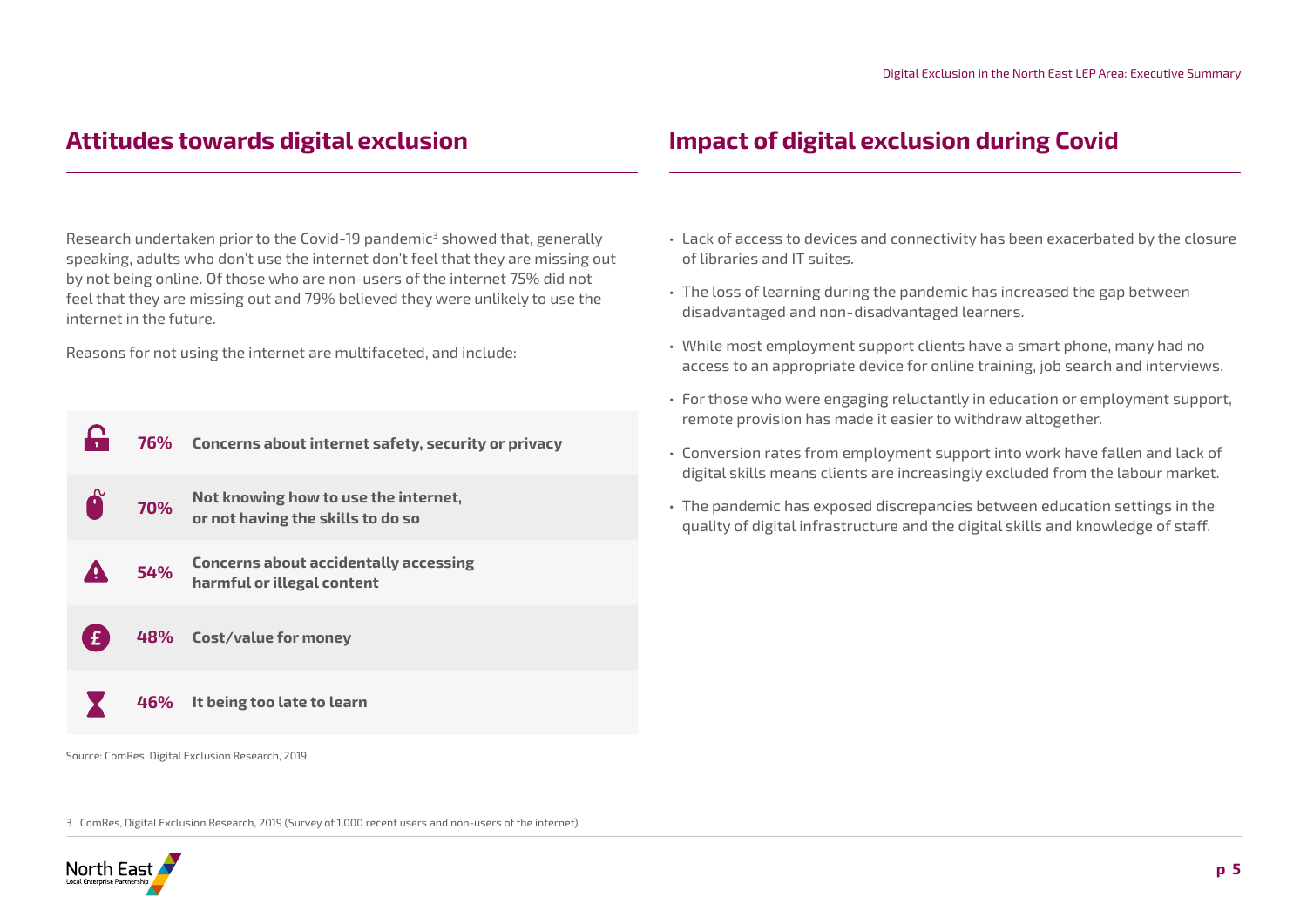## Attitudes towards digital exclusion

Research undertaken prior to the Covid-19 pandemic[3] showed that, generally speaking, adults who don't use the internet don't feel that they are missing out by not being online. Of those who are non-users of the internet 75% did not feel that they are missing out and 79% believed they were unlikely to use the internet in the future.

Reasons for not using the internet are multifaceted, and include:

| | |
|---|---|
| **76%** | **Concerns about internet safety, security or privacy** |
| **70%** | **Not knowing how to use the internet, or not having the skills to do so** |
| **54%** | **Concerns about accidentally accessing harmful or illegal content** |
| **48%** | **Cost/value for money** |
| **46%** | **It being too late to learn** |

Source: ComRes, Digital Exclusion Research, 2019

## Impact of digital exclusion during Covid

- Lack of access to devices and connectivity has been exacerbated by the closure of libraries and IT suites.
- The loss of learning during the pandemic has increased the gap between disadvantaged and non-disadvantaged learners.
- While most employment support clients have a smart phone, many had no access to an appropriate device for online training, job search and interviews.
- For those who were engaging reluctantly in education or employment support, remote provision has made it easier to withdraw altogether.
- Conversion rates from employment support into work have fallen and lack of digital skills means clients are increasingly excluded from the labour market.
- The pandemic has exposed discrepancies between education settings in the quality of digital infrastructure and the digital skills and knowledge of staff.

3 ComRes, Digital Exclusion Research, 2019 (Survey of 1,000 recent users and non-users of the internet)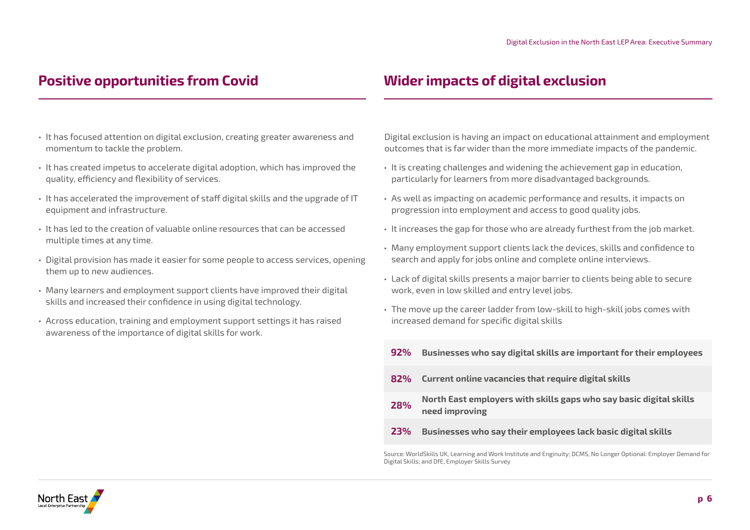## Positive opportunities from Covid

- It has focused attention on digital exclusion, creating greater awareness and momentum to tackle the problem.
- It has created impetus to accelerate digital adoption, which has improved the quality, efficiency and flexibility of services.
- It has accelerated the improvement of staff digital skills and the upgrade of IT equipment and infrastructure.
- It has led to the creation of valuable online resources that can be accessed multiple times at any time.
- Digital provision has made it easier for some people to access services, opening them up to new audiences.
- Many learners and employment support clients have improved their digital skills and increased their confidence in using digital technology.
- Across education, training and employment support settings it has raised awareness of the importance of digital skills for work.

## Wider impacts of digital exclusion

Digital exclusion is having an impact on educational attainment and employment outcomes that is far wider than the more immediate impacts of the pandemic.

- It is creating challenges and widening the achievement gap in education, particularly for learners from more disadvantaged backgrounds.
- As well as impacting on academic performance and results, it impacts on progression into employment and access to good quality jobs.
- It increases the gap for those who are already furthest from the job market.
- Many employment support clients lack the devices, skills and confidence to search and apply for jobs online and complete online interviews.
- Lack of digital skills presents a major barrier to clients being able to secure work, even in low skilled and entry level jobs.
- The move up the career ladder from low-skill to high-skill jobs comes with increased demand for specific digital skills

| | |
|---|---|
| **92%** | **Businesses who say digital skills are important for their employees** |
| **82%** | **Current online vacancies that require digital skills** |
| **28%** | **North East employers with skills gaps who say basic digital skills need improving** |
| **23%** | **Businesses who say their employees lack basic digital skills** |

Source: WorldSkills UK, Learning and Work Institute and Enginuity; DCMS, No Longer Optional: Employer Demand for Digital Skills; and DfE, Employer Skills Survey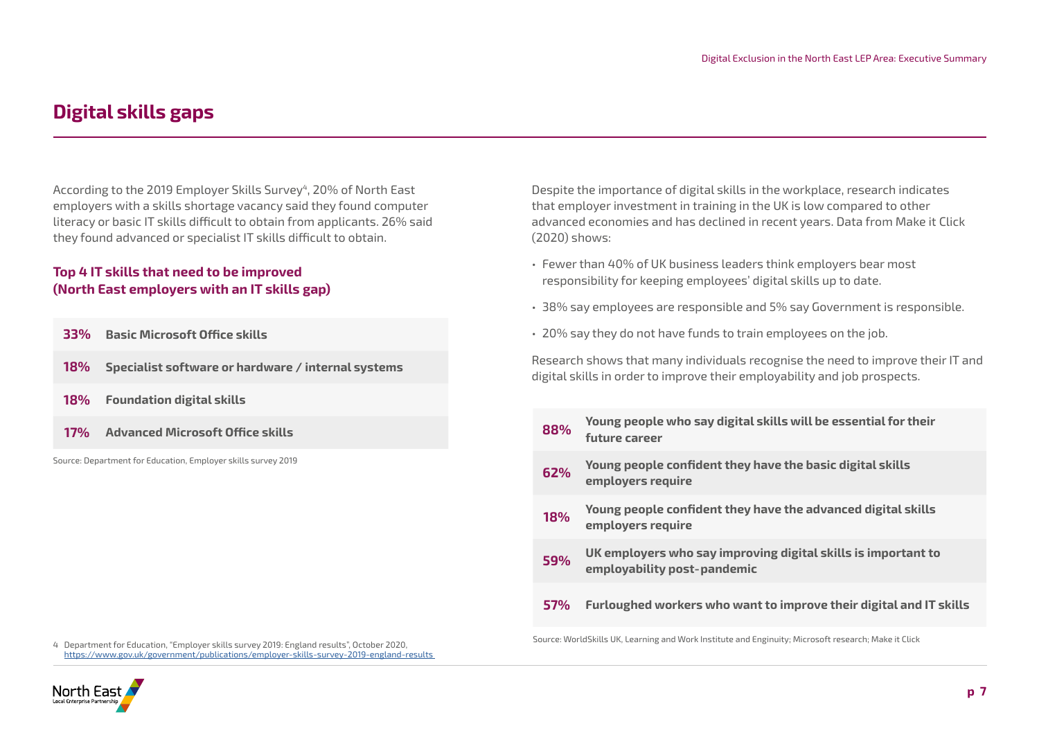# Digital skills gaps

According to the 2019 Employer Skills Survey[4], 20% of North East employers with a skills shortage vacancy said they found computer literacy or basic IT skills difficult to obtain from applicants. 26% said they found advanced or specialist IT skills difficult to obtain.

### Top 4 IT skills that need to be improved (North East employers with an IT skills gap)

| | |
|---|---|
| **33%** | **Basic Microsoft Office skills** |
| **18%** | **Specialist software or hardware / internal systems** |
| **18%** | **Foundation digital skills** |
| **17%** | **Advanced Microsoft Office skills** |

Source: Department for Education, Employer skills survey 2019

Despite the importance of digital skills in the workplace, research indicates that employer investment in training in the UK is low compared to other advanced economies and has declined in recent years. Data from Make it Click (2020) shows:

- Fewer than 40% of UK business leaders think employers bear most responsibility for keeping employees' digital skills up to date.
- 38% say employees are responsible and 5% say Government is responsible.
- 20% say they do not have funds to train employees on the job.

Research shows that many individuals recognise the need to improve their IT and digital skills in order to improve their employability and job prospects.

| | |
|---|---|
| **88%** | **Young people who say digital skills will be essential for their future career** |
| **62%** | **Young people confident they have the basic digital skills employers require** |
| **18%** | **Young people confident they have the advanced digital skills employers require** |
| **59%** | **UK employers who say improving digital skills is important to employability post-pandemic** |
| **57%** | **Furloughed workers who want to improve their digital and IT skills** |

Source: WorldSkills UK, Learning and Work Institute and Enginuity; Microsoft research; Make it Click

4 Department for Education, "Employer skills survey 2019: England results", October 2020, https://www.gov.uk/government/publications/employer-skills-survey-2019-england-results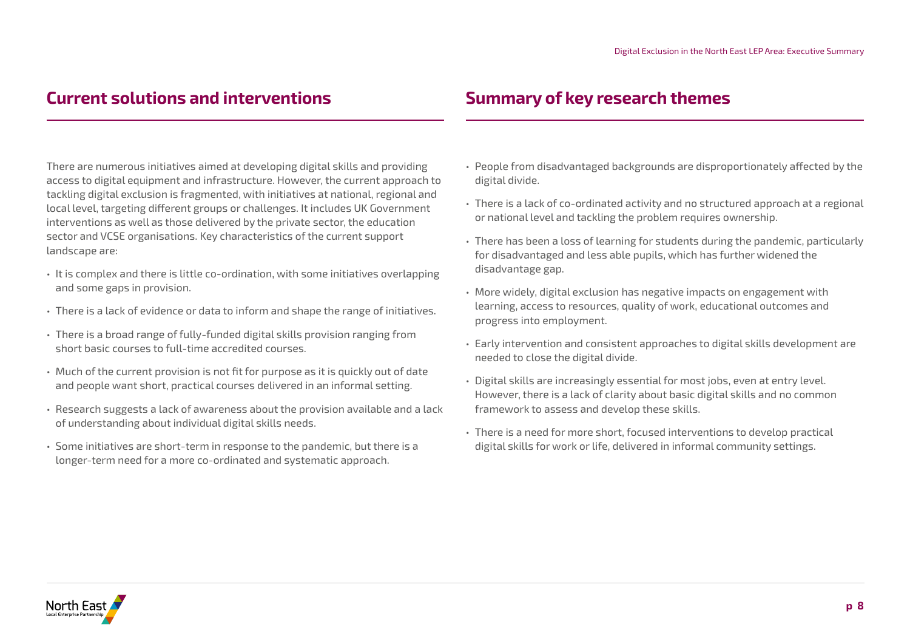## Current solutions and interventions

There are numerous initiatives aimed at developing digital skills and providing access to digital equipment and infrastructure. However, the current approach to tackling digital exclusion is fragmented, with initiatives at national, regional and local level, targeting different groups or challenges. It includes UK Government interventions as well as those delivered by the private sector, the education sector and VCSE organisations. Key characteristics of the current support landscape are:

- It is complex and there is little co-ordination, with some initiatives overlapping and some gaps in provision.
- There is a lack of evidence or data to inform and shape the range of initiatives.
- There is a broad range of fully-funded digital skills provision ranging from short basic courses to full-time accredited courses.
- Much of the current provision is not fit for purpose as it is quickly out of date and people want short, practical courses delivered in an informal setting.
- Research suggests a lack of awareness about the provision available and a lack of understanding about individual digital skills needs.
- Some initiatives are short-term in response to the pandemic, but there is a longer-term need for a more co-ordinated and systematic approach.

## Summary of key research themes

- People from disadvantaged backgrounds are disproportionately affected by the digital divide.
- There is a lack of co-ordinated activity and no structured approach at a regional or national level and tackling the problem requires ownership.
- There has been a loss of learning for students during the pandemic, particularly for disadvantaged and less able pupils, which has further widened the disadvantage gap.
- More widely, digital exclusion has negative impacts on engagement with learning, access to resources, quality of work, educational outcomes and progress into employment.
- Early intervention and consistent approaches to digital skills development are needed to close the digital divide.
- Digital skills are increasingly essential for most jobs, even at entry level. However, there is a lack of clarity about basic digital skills and no common framework to assess and develop these skills.
- There is a need for more short, focused interventions to develop practical digital skills for work or life, delivered in informal community settings.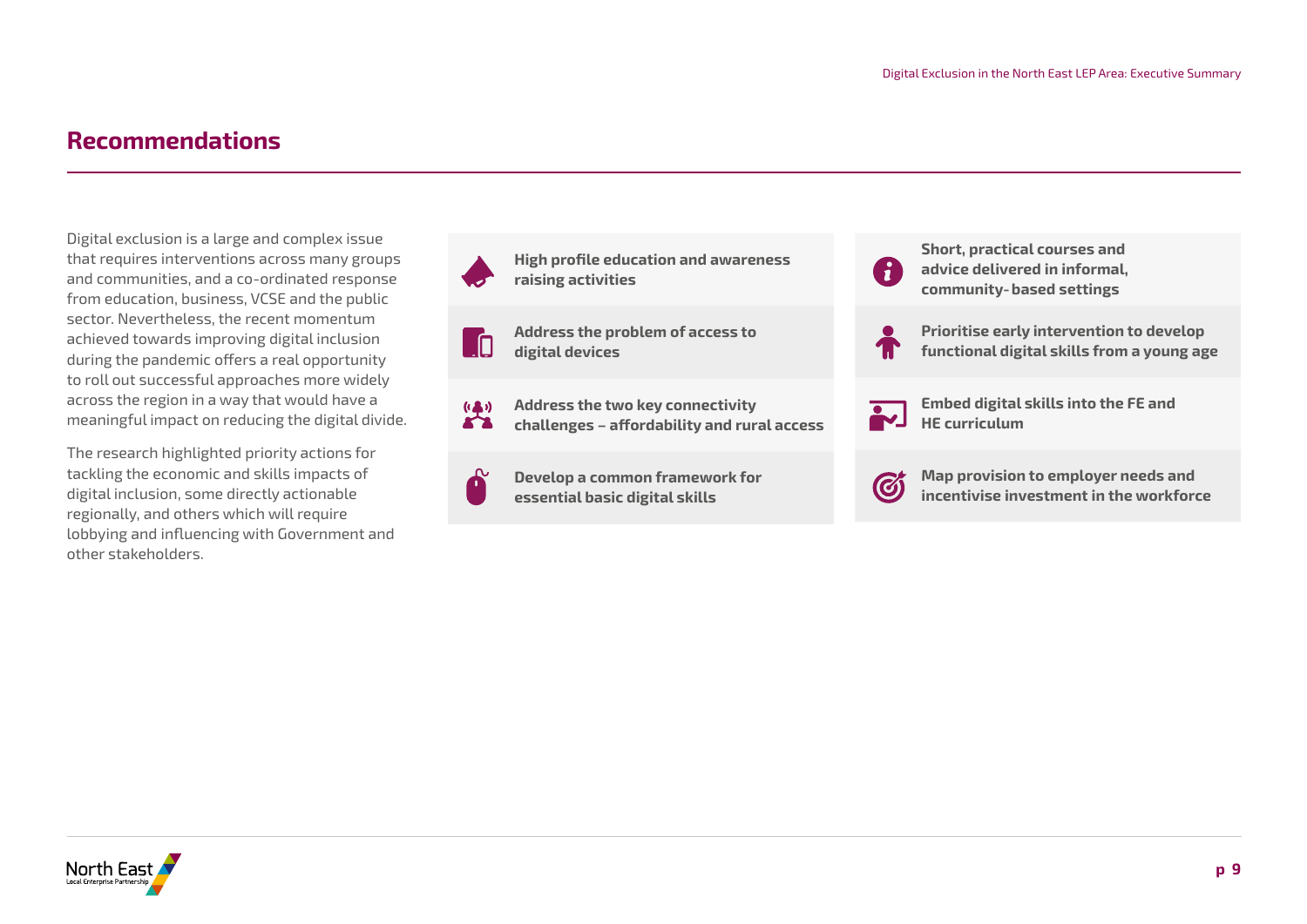## Recommendations

Digital exclusion is a large and complex issue that requires interventions across many groups and communities, and a co-ordinated response from education, business, VCSE and the public sector. Nevertheless, the recent momentum achieved towards improving digital inclusion during the pandemic offers a real opportunity to roll out successful approaches more widely across the region in a way that would have a meaningful impact on reducing the digital divide.

The research highlighted priority actions for tackling the economic and skills impacts of digital inclusion, some directly actionable regionally, and others which will require lobbying and influencing with Government and other stakeholders.

- **High profile education and awareness raising activities**
- **Address the problem of access to digital devices**
- **Address the two key connectivity challenges – affordability and rural access**
- **Develop a common framework for essential basic digital skills**
- **Short, practical courses and advice delivered in informal, community- based settings**
- **Prioritise early intervention to develop functional digital skills from a young age**
- **Embed digital skills into the FE and HE curriculum**
- **Map provision to employer needs and incentivise investment in the workforce**